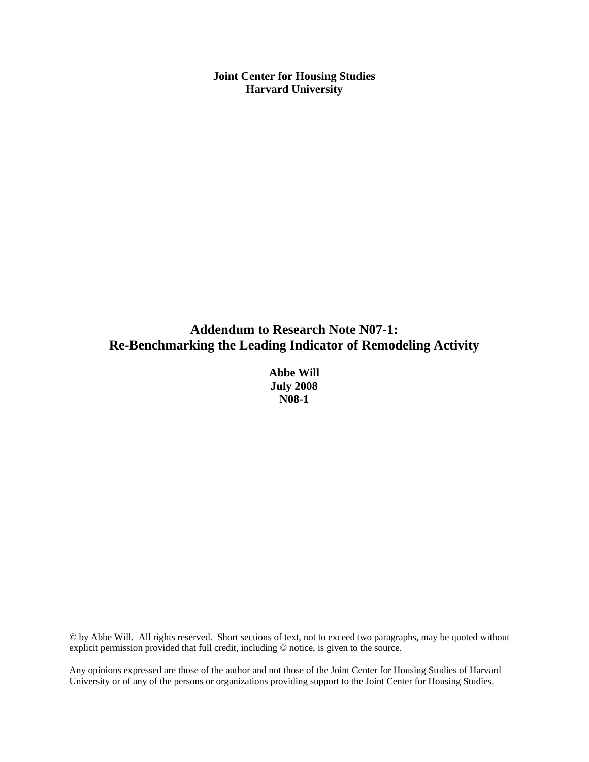**Joint Center for Housing Studies**
**Harvard University**

# Addendum to Research Note N07-1: Re-Benchmarking the Leading Indicator of Remodeling Activity

**Abbe Will**
**July 2008**
**N08-1**

© by Abbe Will. All rights reserved. Short sections of text, not to exceed two paragraphs, may be quoted without explicit permission provided that full credit, including © notice, is given to the source.

Any opinions expressed are those of the author and not those of the Joint Center for Housing Studies of Harvard University or of any of the persons or organizations providing support to the Joint Center for Housing Studies.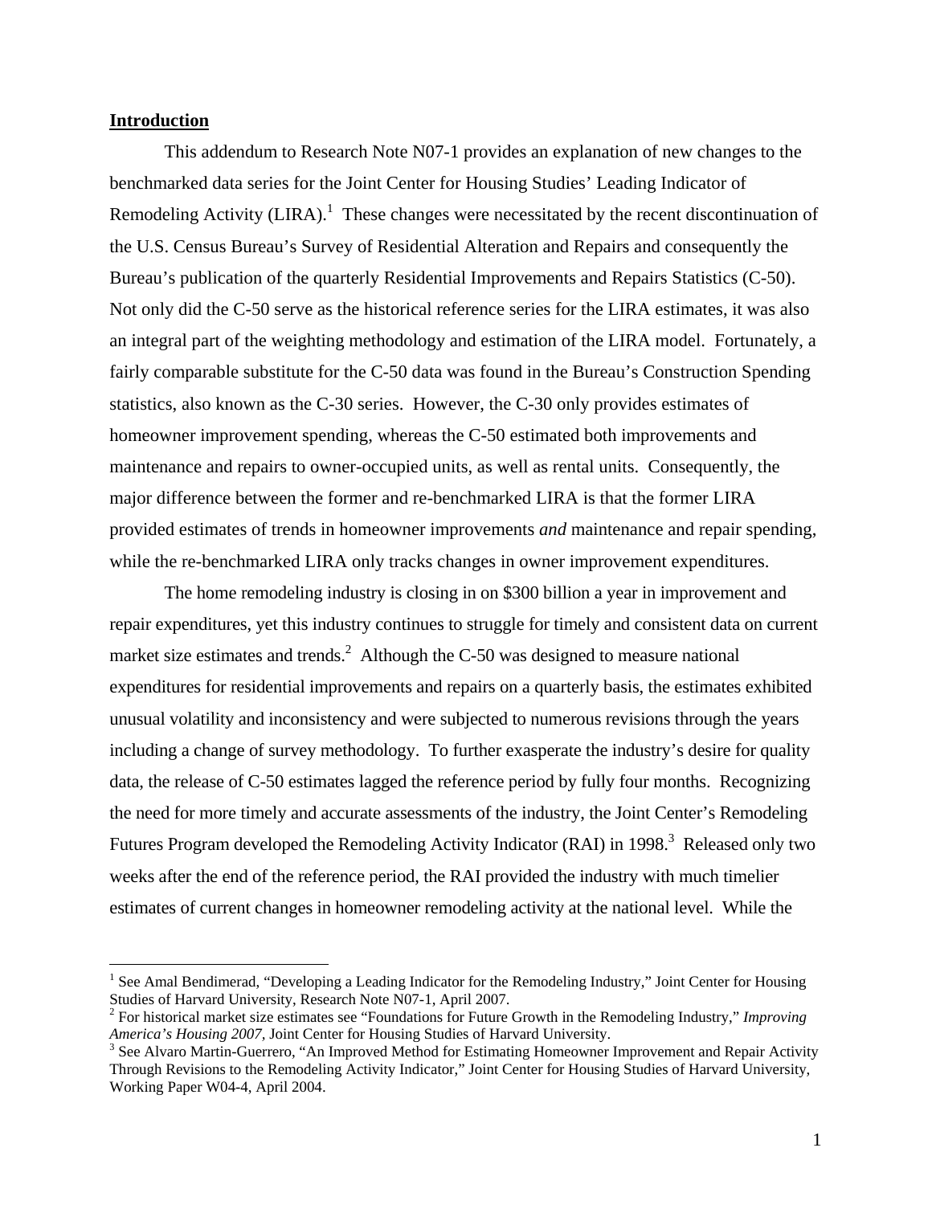## Introduction

This addendum to Research Note N07-1 provides an explanation of new changes to the benchmarked data series for the Joint Center for Housing Studies' Leading Indicator of Remodeling Activity (LIRA).[1] These changes were necessitated by the recent discontinuation of the U.S. Census Bureau's Survey of Residential Alteration and Repairs and consequently the Bureau's publication of the quarterly Residential Improvements and Repairs Statistics (C-50). Not only did the C-50 serve as the historical reference series for the LIRA estimates, it was also an integral part of the weighting methodology and estimation of the LIRA model. Fortunately, a fairly comparable substitute for the C-50 data was found in the Bureau's Construction Spending statistics, also known as the C-30 series. However, the C-30 only provides estimates of homeowner improvement spending, whereas the C-50 estimated both improvements and maintenance and repairs to owner-occupied units, as well as rental units. Consequently, the major difference between the former and re-benchmarked LIRA is that the former LIRA provided estimates of trends in homeowner improvements *and* maintenance and repair spending, while the re-benchmarked LIRA only tracks changes in owner improvement expenditures.

The home remodeling industry is closing in on $300 billion a year in improvement and repair expenditures, yet this industry continues to struggle for timely and consistent data on current market size estimates and trends.[2] Although the C-50 was designed to measure national expenditures for residential improvements and repairs on a quarterly basis, the estimates exhibited unusual volatility and inconsistency and were subjected to numerous revisions through the years including a change of survey methodology. To further exasperate the industry's desire for quality data, the release of C-50 estimates lagged the reference period by fully four months. Recognizing the need for more timely and accurate assessments of the industry, the Joint Center's Remodeling Futures Program developed the Remodeling Activity Indicator (RAI) in 1998.[3] Released only two weeks after the end of the reference period, the RAI provided the industry with much timelier estimates of current changes in homeowner remodeling activity at the national level. While the

---

[1] See Amal Bendimerad, "Developing a Leading Indicator for the Remodeling Industry," Joint Center for Housing Studies of Harvard University, Research Note N07-1, April 2007.

[2] For historical market size estimates see "Foundations for Future Growth in the Remodeling Industry," *Improving America's Housing 2007,* Joint Center for Housing Studies of Harvard University.

[3] See Alvaro Martin-Guerrero, "An Improved Method for Estimating Homeowner Improvement and Repair Activity Through Revisions to the Remodeling Activity Indicator," Joint Center for Housing Studies of Harvard University, Working Paper W04-4, April 2004.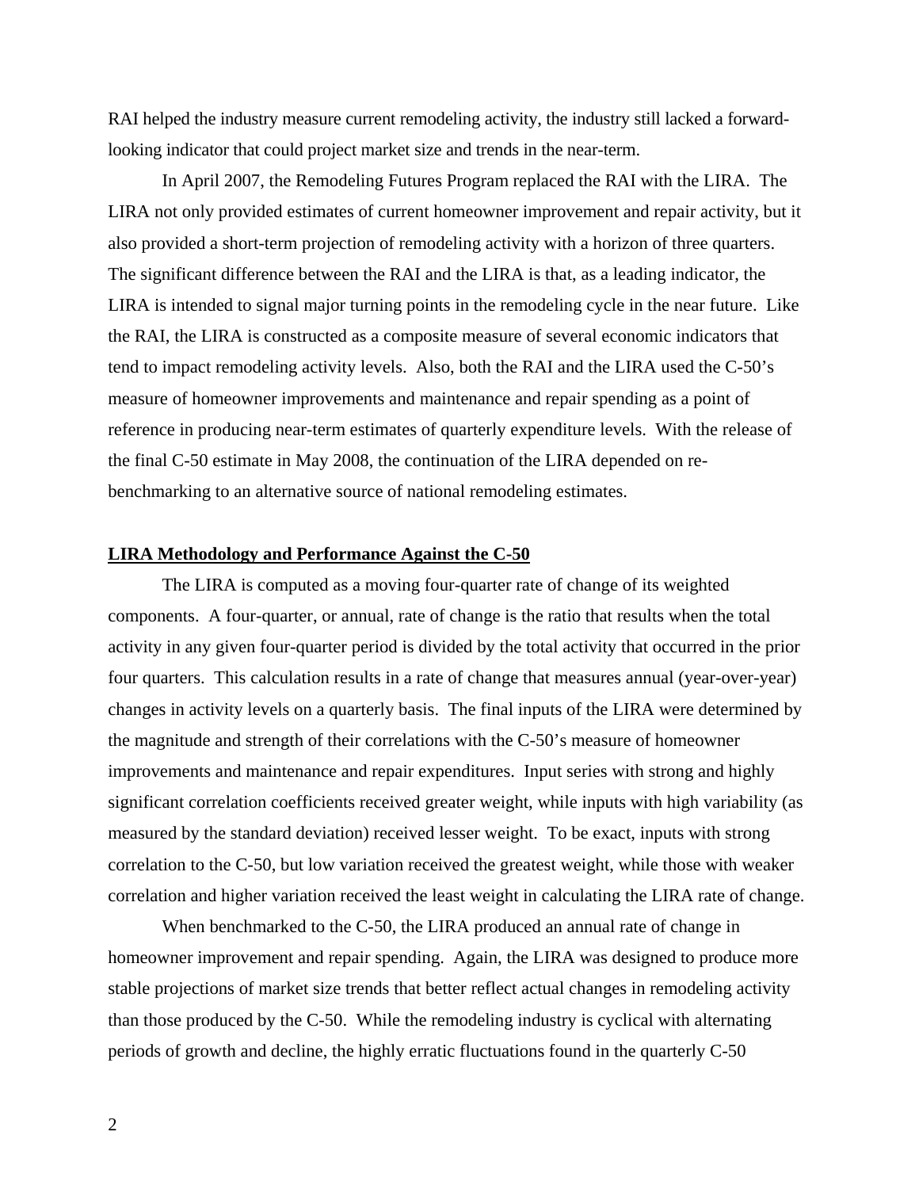RAI helped the industry measure current remodeling activity, the industry still lacked a forward-looking indicator that could project market size and trends in the near-term.

In April 2007, the Remodeling Futures Program replaced the RAI with the LIRA. The LIRA not only provided estimates of current homeowner improvement and repair activity, but it also provided a short-term projection of remodeling activity with a horizon of three quarters. The significant difference between the RAI and the LIRA is that, as a leading indicator, the LIRA is intended to signal major turning points in the remodeling cycle in the near future. Like the RAI, the LIRA is constructed as a composite measure of several economic indicators that tend to impact remodeling activity levels. Also, both the RAI and the LIRA used the C-50's measure of homeowner improvements and maintenance and repair spending as a point of reference in producing near-term estimates of quarterly expenditure levels. With the release of the final C-50 estimate in May 2008, the continuation of the LIRA depended on re-benchmarking to an alternative source of national remodeling estimates.

## LIRA Methodology and Performance Against the C-50

The LIRA is computed as a moving four-quarter rate of change of its weighted components. A four-quarter, or annual, rate of change is the ratio that results when the total activity in any given four-quarter period is divided by the total activity that occurred in the prior four quarters. This calculation results in a rate of change that measures annual (year-over-year) changes in activity levels on a quarterly basis. The final inputs of the LIRA were determined by the magnitude and strength of their correlations with the C-50's measure of homeowner improvements and maintenance and repair expenditures. Input series with strong and highly significant correlation coefficients received greater weight, while inputs with high variability (as measured by the standard deviation) received lesser weight. To be exact, inputs with strong correlation to the C-50, but low variation received the greatest weight, while those with weaker correlation and higher variation received the least weight in calculating the LIRA rate of change.

When benchmarked to the C-50, the LIRA produced an annual rate of change in homeowner improvement and repair spending. Again, the LIRA was designed to produce more stable projections of market size trends that better reflect actual changes in remodeling activity than those produced by the C-50. While the remodeling industry is cyclical with alternating periods of growth and decline, the highly erratic fluctuations found in the quarterly C-50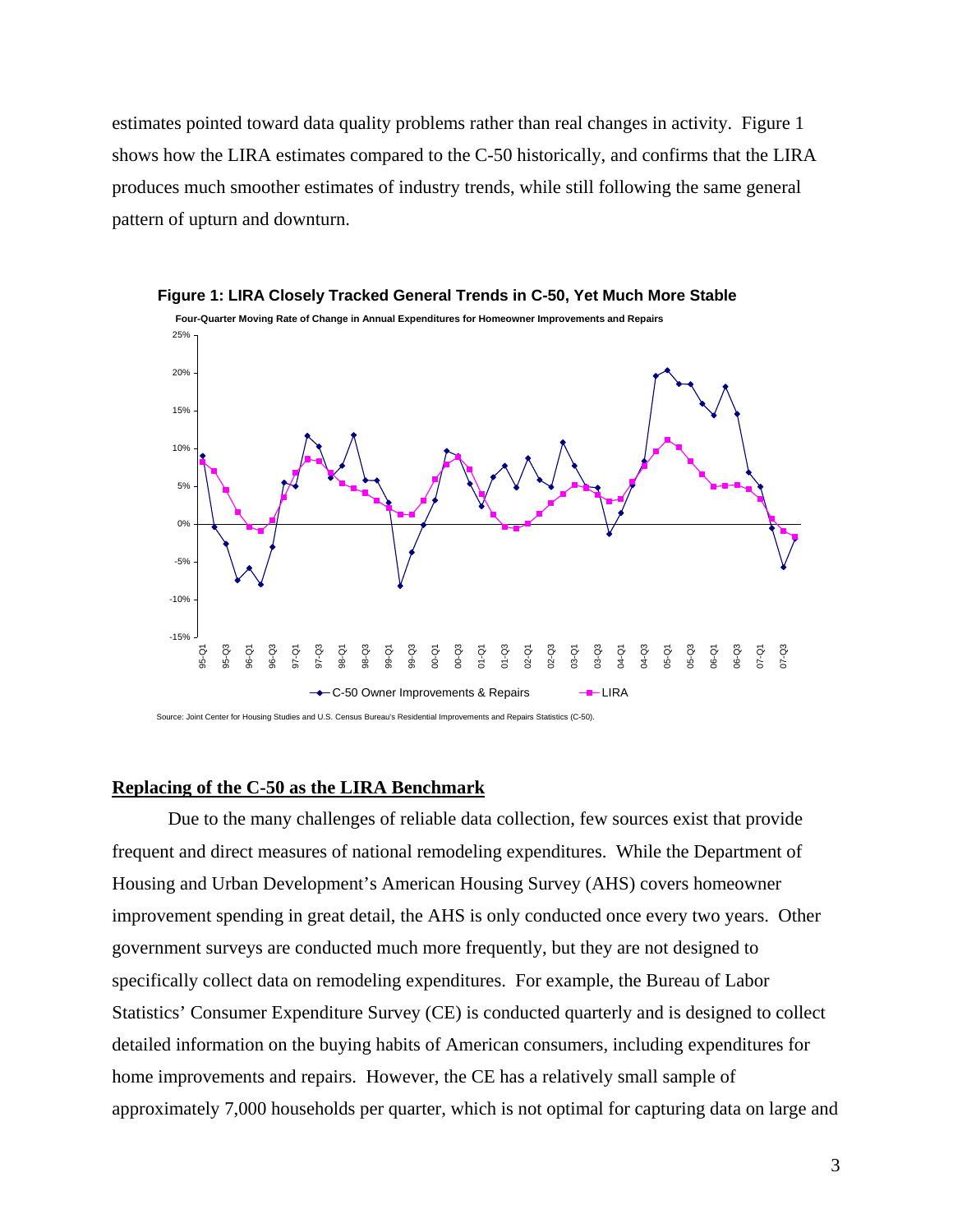estimates pointed toward data quality problems rather than real changes in activity. Figure 1 shows how the LIRA estimates compared to the C-50 historically, and confirms that the LIRA produces much smoother estimates of industry trends, while still following the same general pattern of upturn and downturn.

**Figure 1: LIRA Closely Tracked General Trends in C-50, Yet Much More Stable**

**Four-Quarter Moving Rate of Change in Annual Expenditures for Homeowner Improvements and Repairs**

Source: Joint Center for Housing Studies and U.S. Census Bureau's Residential Improvements and Repairs Statistics (C-50).

## Replacing of the C-50 as the LIRA Benchmark

Due to the many challenges of reliable data collection, few sources exist that provide frequent and direct measures of national remodeling expenditures. While the Department of Housing and Urban Development's American Housing Survey (AHS) covers homeowner improvement spending in great detail, the AHS is only conducted once every two years. Other government surveys are conducted much more frequently, but they are not designed to specifically collect data on remodeling expenditures. For example, the Bureau of Labor Statistics' Consumer Expenditure Survey (CE) is conducted quarterly and is designed to collect detailed information on the buying habits of American consumers, including expenditures for home improvements and repairs. However, the CE has a relatively small sample of approximately 7,000 households per quarter, which is not optimal for capturing data on large and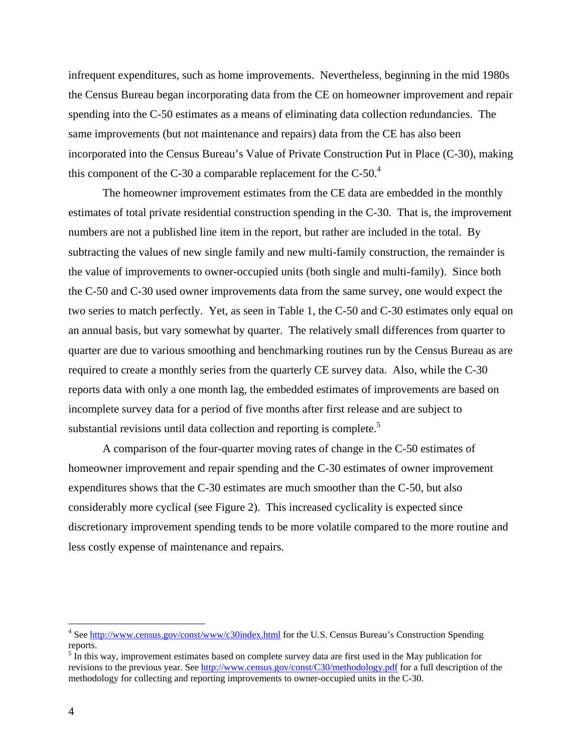infrequent expenditures, such as home improvements. Nevertheless, beginning in the mid 1980s the Census Bureau began incorporating data from the CE on homeowner improvement and repair spending into the C-50 estimates as a means of eliminating data collection redundancies. The same improvements (but not maintenance and repairs) data from the CE has also been incorporated into the Census Bureau's Value of Private Construction Put in Place (C-30), making this component of the C-30 a comparable replacement for the C-50.[4]

The homeowner improvement estimates from the CE data are embedded in the monthly estimates of total private residential construction spending in the C-30. That is, the improvement numbers are not a published line item in the report, but rather are included in the total. By subtracting the values of new single family and new multi-family construction, the remainder is the value of improvements to owner-occupied units (both single and multi-family). Since both the C-50 and C-30 used owner improvements data from the same survey, one would expect the two series to match perfectly. Yet, as seen in Table 1, the C-50 and C-30 estimates only equal on an annual basis, but vary somewhat by quarter. The relatively small differences from quarter to quarter are due to various smoothing and benchmarking routines run by the Census Bureau as are required to create a monthly series from the quarterly CE survey data. Also, while the C-30 reports data with only a one month lag, the embedded estimates of improvements are based on incomplete survey data for a period of five months after first release and are subject to substantial revisions until data collection and reporting is complete.[5]

A comparison of the four-quarter moving rates of change in the C-50 estimates of homeowner improvement and repair spending and the C-30 estimates of owner improvement expenditures shows that the C-30 estimates are much smoother than the C-50, but also considerably more cyclical (see Figure 2). This increased cyclicality is expected since discretionary improvement spending tends to be more volatile compared to the more routine and less costly expense of maintenance and repairs.

---

[4] See http://www.census.gov/const/www/c30index.html for the U.S. Census Bureau's Construction Spending reports.

[5] In this way, improvement estimates based on complete survey data are first used in the May publication for revisions to the previous year. See http://www.census.gov/const/C30/methodology.pdf for a full description of the methodology for collecting and reporting improvements to owner-occupied units in the C-30.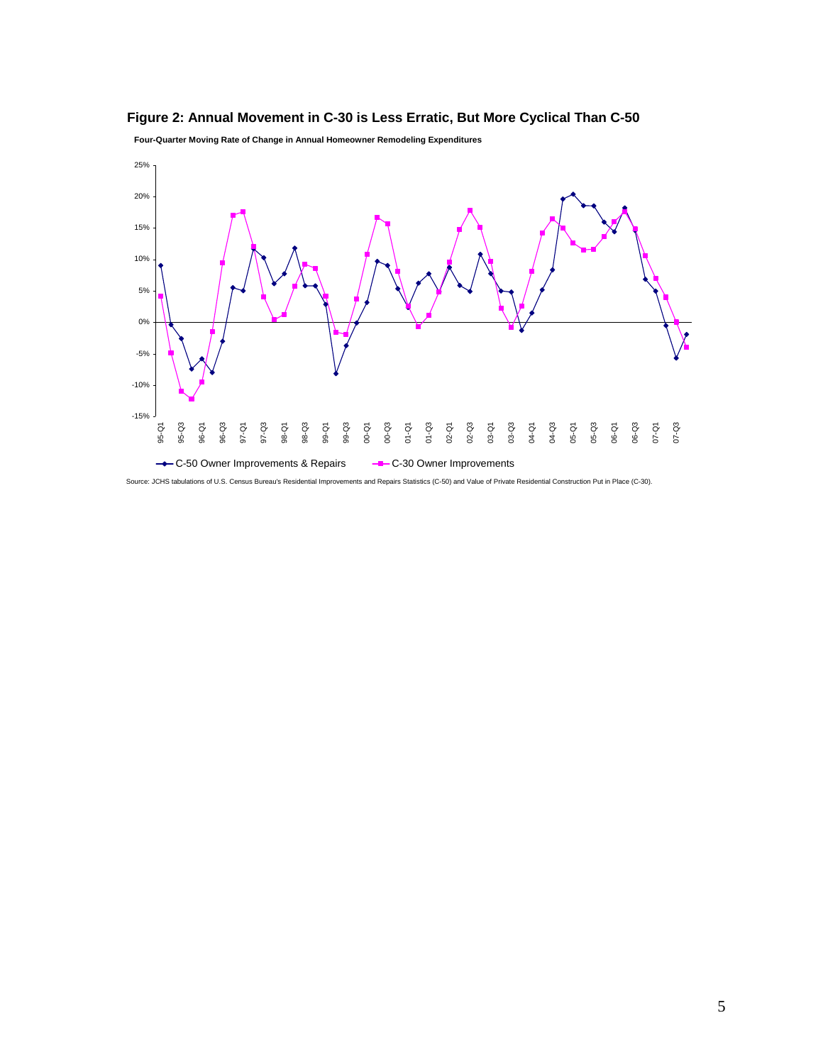**Figure 2: Annual Movement in C-30 is Less Erratic, But More Cyclical Than C-50**

Four-Quarter Moving Rate of Change in Annual Homeowner Remodeling Expenditures

Source: JCHS tabulations of U.S. Census Bureau's Residential Improvements and Repairs Statistics (C-50) and Value of Private Residential Construction Put in Place (C-30).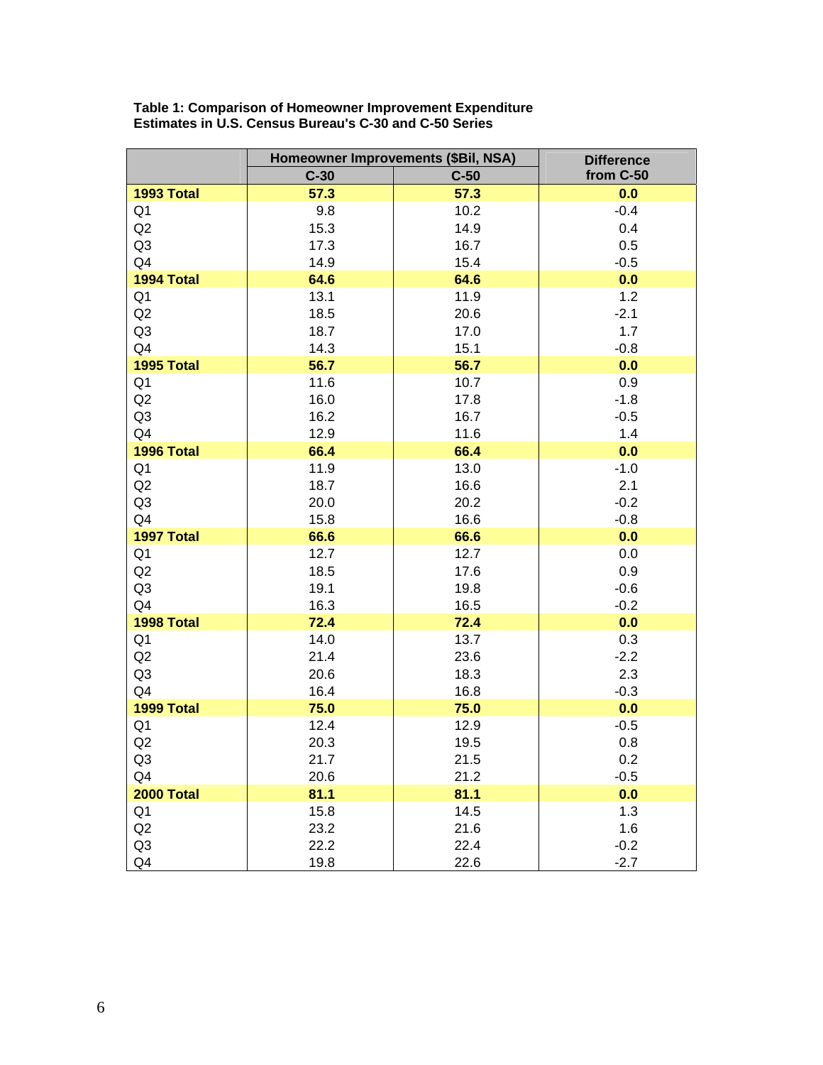**Table 1: Comparison of Homeowner Improvement Expenditure Estimates in U.S. Census Bureau's C-30 and C-50 Series**

| | Homeowner Improvements ($Bil, NSA) | | Difference from C-50 |
|---|---|---|---|
| | C-30 | C-50 | |
| **1993 Total** | **57.3** | **57.3** | **0.0** |
| Q1 | 9.8 | 10.2 | -0.4 |
| Q2 | 15.3 | 14.9 | 0.4 |
| Q3 | 17.3 | 16.7 | 0.5 |
| Q4 | 14.9 | 15.4 | -0.5 |
| **1994 Total** | **64.6** | **64.6** | **0.0** |
| Q1 | 13.1 | 11.9 | 1.2 |
| Q2 | 18.5 | 20.6 | -2.1 |
| Q3 | 18.7 | 17.0 | 1.7 |
| Q4 | 14.3 | 15.1 | -0.8 |
| **1995 Total** | **56.7** | **56.7** | **0.0** |
| Q1 | 11.6 | 10.7 | 0.9 |
| Q2 | 16.0 | 17.8 | -1.8 |
| Q3 | 16.2 | 16.7 | -0.5 |
| Q4 | 12.9 | 11.6 | 1.4 |
| **1996 Total** | **66.4** | **66.4** | **0.0** |
| Q1 | 11.9 | 13.0 | -1.0 |
| Q2 | 18.7 | 16.6 | 2.1 |
| Q3 | 20.0 | 20.2 | -0.2 |
| Q4 | 15.8 | 16.6 | -0.8 |
| **1997 Total** | **66.6** | **66.6** | **0.0** |
| Q1 | 12.7 | 12.7 | 0.0 |
| Q2 | 18.5 | 17.6 | 0.9 |
| Q3 | 19.1 | 19.8 | -0.6 |
| Q4 | 16.3 | 16.5 | -0.2 |
| **1998 Total** | **72.4** | **72.4** | **0.0** |
| Q1 | 14.0 | 13.7 | 0.3 |
| Q2 | 21.4 | 23.6 | -2.2 |
| Q3 | 20.6 | 18.3 | 2.3 |
| Q4 | 16.4 | 16.8 | -0.3 |
| **1999 Total** | **75.0** | **75.0** | **0.0** |
| Q1 | 12.4 | 12.9 | -0.5 |
| Q2 | 20.3 | 19.5 | 0.8 |
| Q3 | 21.7 | 21.5 | 0.2 |
| Q4 | 20.6 | 21.2 | -0.5 |
| **2000 Total** | **81.1** | **81.1** | **0.0** |
| Q1 | 15.8 | 14.5 | 1.3 |
| Q2 | 23.2 | 21.6 | 1.6 |
| Q3 | 22.2 | 22.4 | -0.2 |
| Q4 | 19.8 | 22.6 | -2.7 |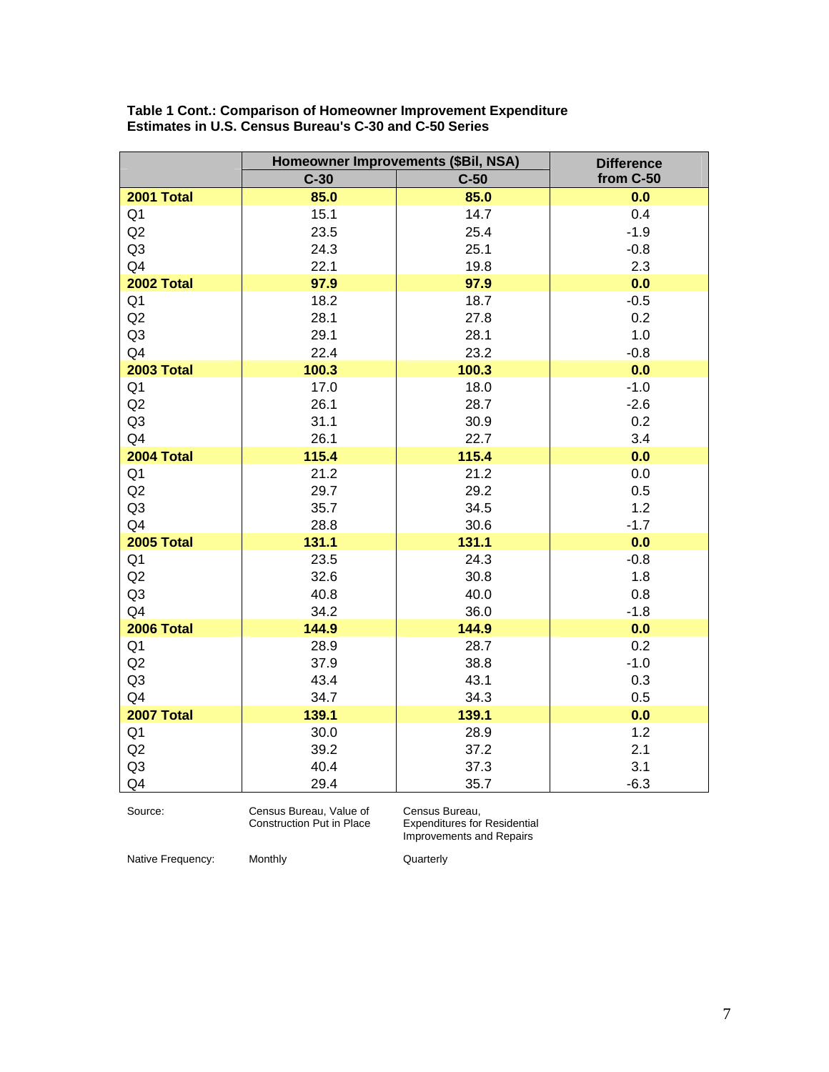**Table 1 Cont.: Comparison of Homeowner Improvement Expenditure Estimates in U.S. Census Bureau's C-30 and C-50 Series**

| | Homeowner Improvements ($Bil, NSA) | | Difference from C-50 |
|---|---|---|---|
| | C-30 | C-50 | |
| **2001 Total** | **85.0** | **85.0** | **0.0** |
| Q1 | 15.1 | 14.7 | 0.4 |
| Q2 | 23.5 | 25.4 | -1.9 |
| Q3 | 24.3 | 25.1 | -0.8 |
| Q4 | 22.1 | 19.8 | 2.3 |
| **2002 Total** | **97.9** | **97.9** | **0.0** |
| Q1 | 18.2 | 18.7 | -0.5 |
| Q2 | 28.1 | 27.8 | 0.2 |
| Q3 | 29.1 | 28.1 | 1.0 |
| Q4 | 22.4 | 23.2 | -0.8 |
| **2003 Total** | **100.3** | **100.3** | **0.0** |
| Q1 | 17.0 | 18.0 | -1.0 |
| Q2 | 26.1 | 28.7 | -2.6 |
| Q3 | 31.1 | 30.9 | 0.2 |
| Q4 | 26.1 | 22.7 | 3.4 |
| **2004 Total** | **115.4** | **115.4** | **0.0** |
| Q1 | 21.2 | 21.2 | 0.0 |
| Q2 | 29.7 | 29.2 | 0.5 |
| Q3 | 35.7 | 34.5 | 1.2 |
| Q4 | 28.8 | 30.6 | -1.7 |
| **2005 Total** | **131.1** | **131.1** | **0.0** |
| Q1 | 23.5 | 24.3 | -0.8 |
| Q2 | 32.6 | 30.8 | 1.8 |
| Q3 | 40.8 | 40.0 | 0.8 |
| Q4 | 34.2 | 36.0 | -1.8 |
| **2006 Total** | **144.9** | **144.9** | **0.0** |
| Q1 | 28.9 | 28.7 | 0.2 |
| Q2 | 37.9 | 38.8 | -1.0 |
| Q3 | 43.4 | 43.1 | 0.3 |
| Q4 | 34.7 | 34.3 | 0.5 |
| **2007 Total** | **139.1** | **139.1** | **0.0** |
| Q1 | 30.0 | 28.9 | 1.2 |
| Q2 | 39.2 | 37.2 | 2.1 |
| Q3 | 40.4 | 37.3 | 3.1 |
| Q4 | 29.4 | 35.7 | -6.3 |

| | | |
|---|---|---|
| Source: | Census Bureau, Value of Construction Put in Place | Census Bureau, Expenditures for Residential Improvements and Repairs |
| Native Frequency: | Monthly | Quarterly |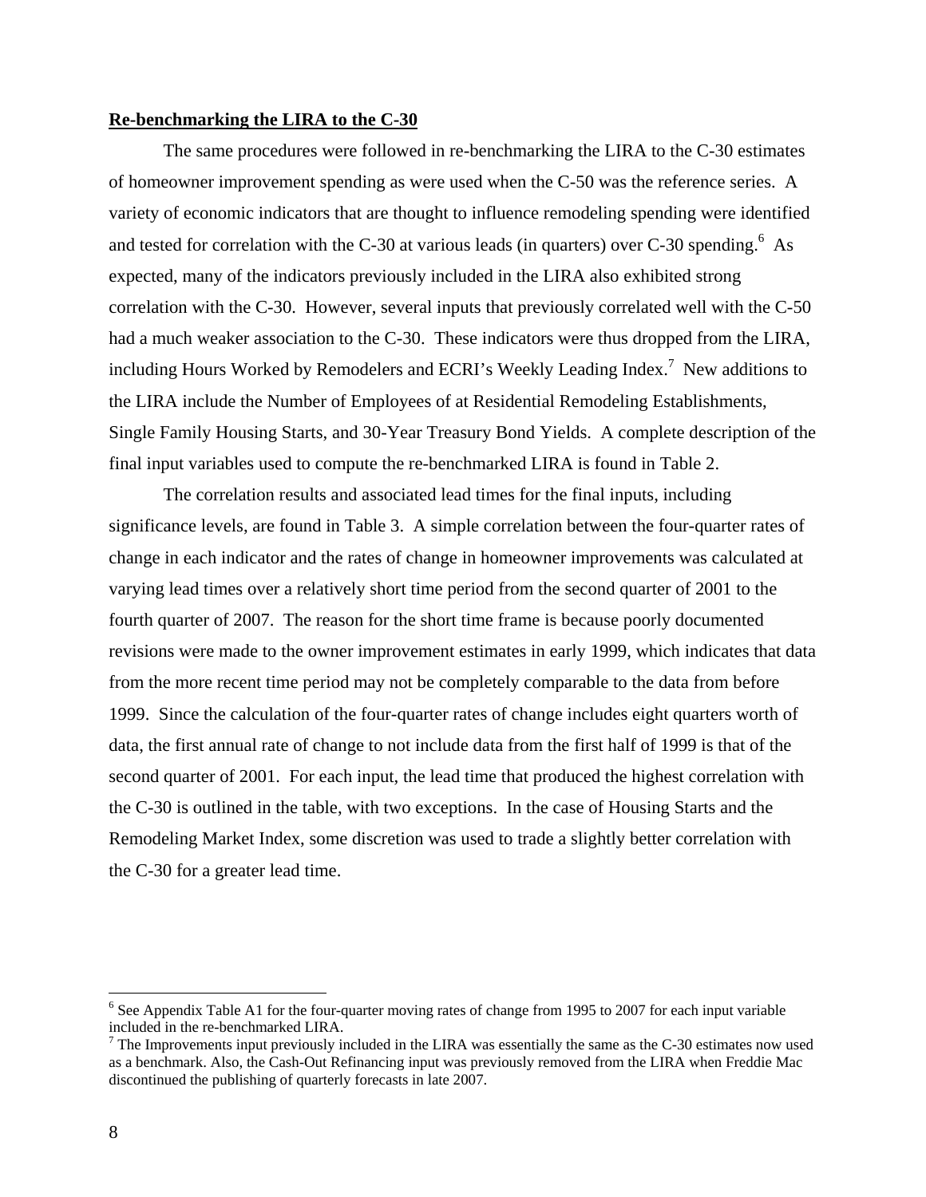## Re-benchmarking the LIRA to the C-30

The same procedures were followed in re-benchmarking the LIRA to the C-30 estimates of homeowner improvement spending as were used when the C-50 was the reference series. A variety of economic indicators that are thought to influence remodeling spending were identified and tested for correlation with the C-30 at various leads (in quarters) over C-30 spending.[6] As expected, many of the indicators previously included in the LIRA also exhibited strong correlation with the C-30. However, several inputs that previously correlated well with the C-50 had a much weaker association to the C-30. These indicators were thus dropped from the LIRA, including Hours Worked by Remodelers and ECRI's Weekly Leading Index.[7] New additions to the LIRA include the Number of Employees of at Residential Remodeling Establishments, Single Family Housing Starts, and 30-Year Treasury Bond Yields. A complete description of the final input variables used to compute the re-benchmarked LIRA is found in Table 2.

The correlation results and associated lead times for the final inputs, including significance levels, are found in Table 3. A simple correlation between the four-quarter rates of change in each indicator and the rates of change in homeowner improvements was calculated at varying lead times over a relatively short time period from the second quarter of 2001 to the fourth quarter of 2007. The reason for the short time frame is because poorly documented revisions were made to the owner improvement estimates in early 1999, which indicates that data from the more recent time period may not be completely comparable to the data from before 1999. Since the calculation of the four-quarter rates of change includes eight quarters worth of data, the first annual rate of change to not include data from the first half of 1999 is that of the second quarter of 2001. For each input, the lead time that produced the highest correlation with the C-30 is outlined in the table, with two exceptions. In the case of Housing Starts and the Remodeling Market Index, some discretion was used to trade a slightly better correlation with the C-30 for a greater lead time.

---

[6] See Appendix Table A1 for the four-quarter moving rates of change from 1995 to 2007 for each input variable included in the re-benchmarked LIRA.

[7] The Improvements input previously included in the LIRA was essentially the same as the C-30 estimates now used as a benchmark. Also, the Cash-Out Refinancing input was previously removed from the LIRA when Freddie Mac discontinued the publishing of quarterly forecasts in late 2007.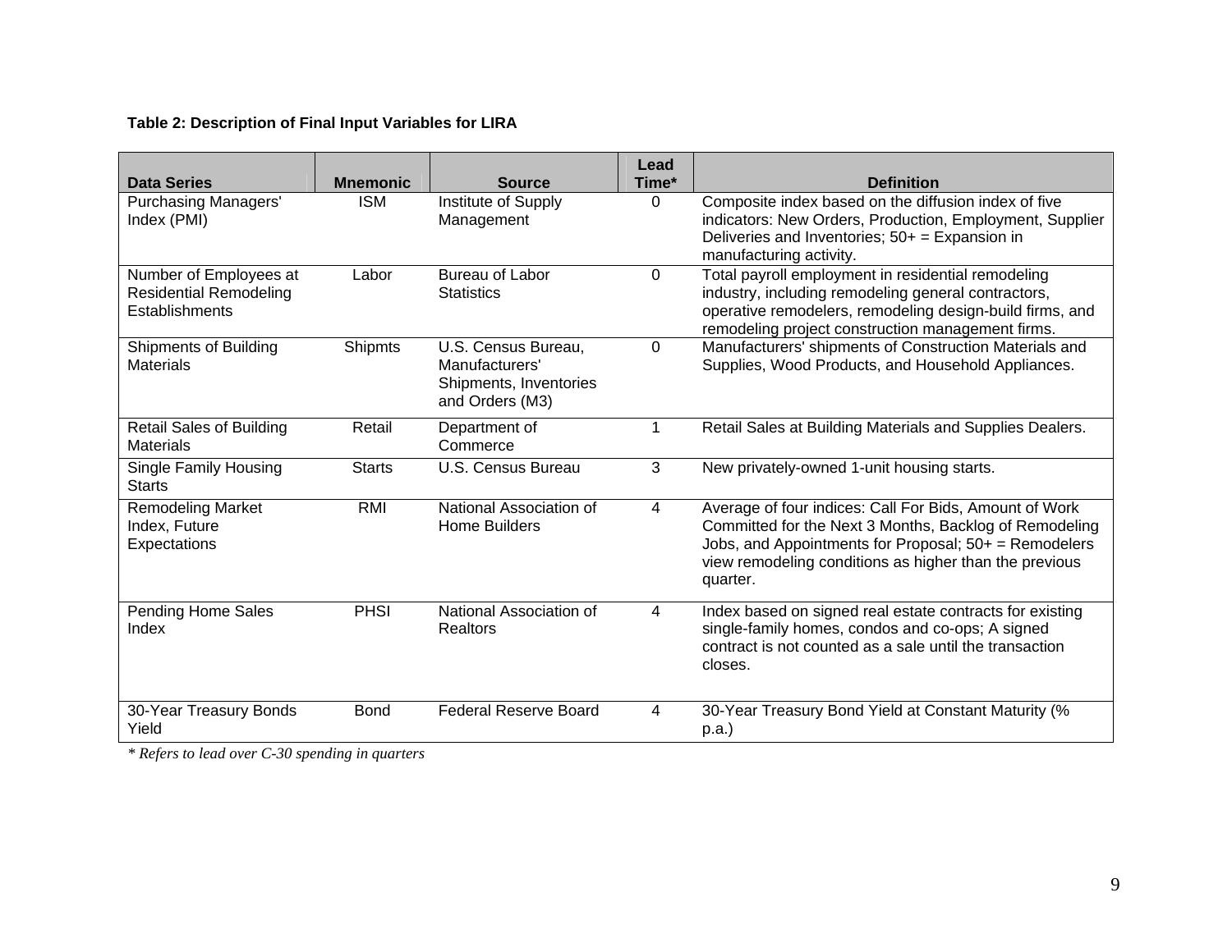**Table 2: Description of Final Input Variables for LIRA**

| Data Series | Mnemonic | Source | Lead Time* | Definition |
|---|---|---|---|---|
| Purchasing Managers' Index (PMI) | ISM | Institute of Supply Management | 0 | Composite index based on the diffusion index of five indicators: New Orders, Production, Employment, Supplier Deliveries and Inventories; 50+ = Expansion in manufacturing activity. |
| Number of Employees at Residential Remodeling Establishments | Labor | Bureau of Labor Statistics | 0 | Total payroll employment in residential remodeling industry, including remodeling general contractors, operative remodelers, remodeling design-build firms, and remodeling project construction management firms. |
| Shipments of Building Materials | Shipmts | U.S. Census Bureau, Manufacturers' Shipments, Inventories and Orders (M3) | 0 | Manufacturers' shipments of Construction Materials and Supplies, Wood Products, and Household Appliances. |
| Retail Sales of Building Materials | Retail | Department of Commerce | 1 | Retail Sales at Building Materials and Supplies Dealers. |
| Single Family Housing Starts | Starts | U.S. Census Bureau | 3 | New privately-owned 1-unit housing starts. |
| Remodeling Market Index, Future Expectations | RMI | National Association of Home Builders | 4 | Average of four indices: Call For Bids, Amount of Work Committed for the Next 3 Months, Backlog of Remodeling Jobs, and Appointments for Proposal; 50+ = Remodelers view remodeling conditions as higher than the previous quarter. |
| Pending Home Sales Index | PHSI | National Association of Realtors | 4 | Index based on signed real estate contracts for existing single-family homes, condos and co-ops; A signed contract is not counted as a sale until the transaction closes. |
| 30-Year Treasury Bonds Yield | Bond | Federal Reserve Board | 4 | 30-Year Treasury Bond Yield at Constant Maturity (% p.a.) |

*\* Refers to lead over C-30 spending in quarters*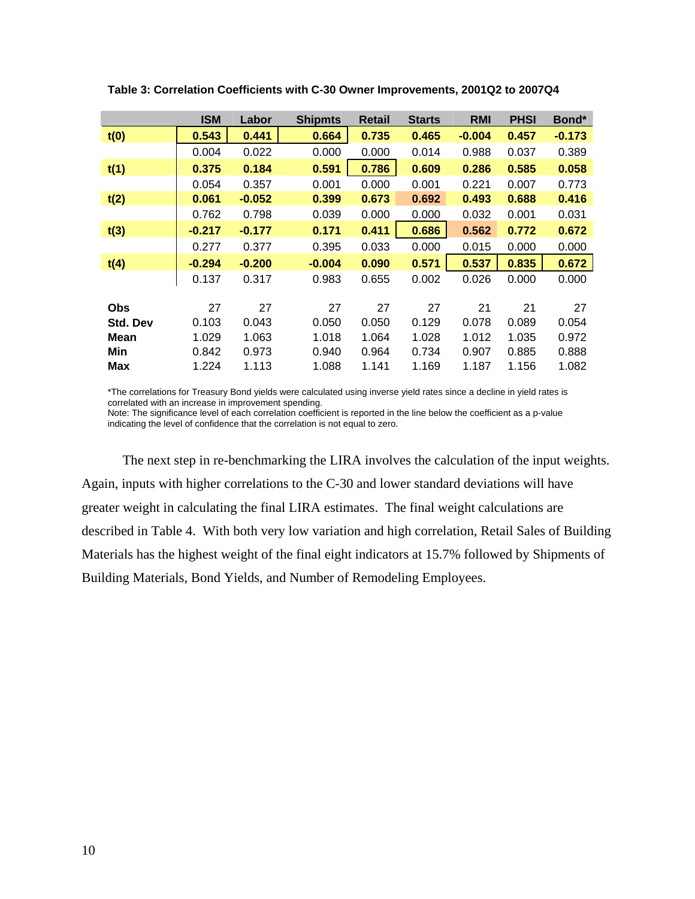**Table 3: Correlation Coefficients with C-30 Owner Improvements, 2001Q2 to 2007Q4**

| | ISM | Labor | Shipmts | Retail | Starts | RMI | PHSI | Bond* |
|---|---|---|---|---|---|---|---|---|
| **t(0)** | **0.543** | **0.441** | **0.664** | **0.735** | **0.465** | **-0.004** | **0.457** | **-0.173** |
| | 0.004 | 0.022 | 0.000 | 0.000 | 0.014 | 0.988 | 0.037 | 0.389 |
| **t(1)** | **0.375** | **0.184** | **0.591** | **0.786** | **0.609** | **0.286** | **0.585** | **0.058** |
| | 0.054 | 0.357 | 0.001 | 0.000 | 0.001 | 0.221 | 0.007 | 0.773 |
| **t(2)** | **0.061** | **-0.052** | **0.399** | **0.673** | **0.692** | **0.493** | **0.688** | **0.416** |
| | 0.762 | 0.798 | 0.039 | 0.000 | 0.000 | 0.032 | 0.001 | 0.031 |
| **t(3)** | **-0.217** | **-0.177** | **0.171** | **0.411** | **0.686** | **0.562** | **0.772** | **0.672** |
| | 0.277 | 0.377 | 0.395 | 0.033 | 0.000 | 0.015 | 0.000 | 0.000 |
| **t(4)** | **-0.294** | **-0.200** | **-0.004** | **0.090** | **0.571** | **0.537** | **0.835** | **0.672** |
| | 0.137 | 0.317 | 0.983 | 0.655 | 0.002 | 0.026 | 0.000 | 0.000 |
| **Obs** | 27 | 27 | 27 | 27 | 27 | 21 | 21 | 27 |
| **Std. Dev** | 0.103 | 0.043 | 0.050 | 0.050 | 0.129 | 0.078 | 0.089 | 0.054 |
| **Mean** | 1.029 | 1.063 | 1.018 | 1.064 | 1.028 | 1.012 | 1.035 | 0.972 |
| **Min** | 0.842 | 0.973 | 0.940 | 0.964 | 0.734 | 0.907 | 0.885 | 0.888 |
| **Max** | 1.224 | 1.113 | 1.088 | 1.141 | 1.169 | 1.187 | 1.156 | 1.082 |

*The correlations for Treasury Bond yields were calculated using inverse yield rates since a decline in yield rates is correlated with an increase in improvement spending.
Note: The significance level of each correlation coefficient is reported in the line below the coefficient as a p-value indicating the level of confidence that the correlation is not equal to zero.

The next step in re-benchmarking the LIRA involves the calculation of the input weights. Again, inputs with higher correlations to the C-30 and lower standard deviations will have greater weight in calculating the final LIRA estimates. The final weight calculations are described in Table 4. With both very low variation and high correlation, Retail Sales of Building Materials has the highest weight of the final eight indicators at 15.7% followed by Shipments of Building Materials, Bond Yields, and Number of Remodeling Employees.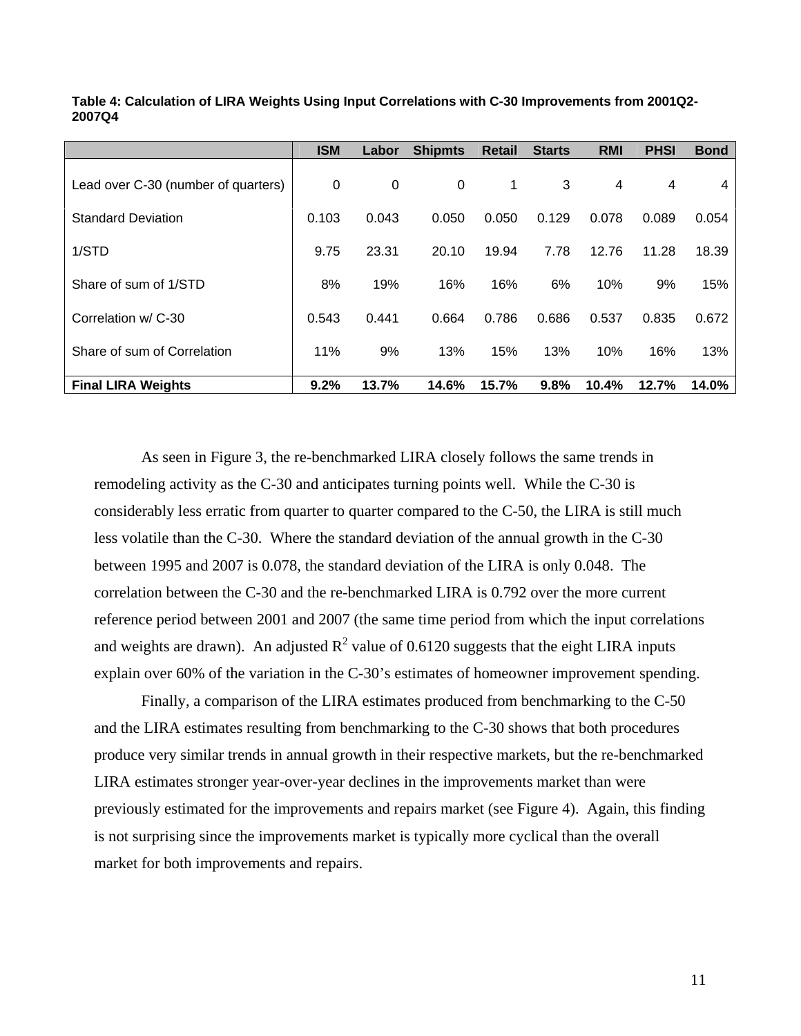**Table 4: Calculation of LIRA Weights Using Input Correlations with C-30 Improvements from 2001Q2-2007Q4**

| | ISM | Labor | Shipmts | Retail | Starts | RMI | PHSI | Bond |
|---|---|---|---|---|---|---|---|---|
| Lead over C-30 (number of quarters) | 0 | 0 | 0 | 1 | 3 | 4 | 4 | 4 |
| Standard Deviation | 0.103 | 0.043 | 0.050 | 0.050 | 0.129 | 0.078 | 0.089 | 0.054 |
| 1/STD | 9.75 | 23.31 | 20.10 | 19.94 | 7.78 | 12.76 | 11.28 | 18.39 |
| Share of sum of 1/STD | 8% | 19% | 16% | 16% | 6% | 10% | 9% | 15% |
| Correlation w/ C-30 | 0.543 | 0.441 | 0.664 | 0.786 | 0.686 | 0.537 | 0.835 | 0.672 |
| Share of sum of Correlation | 11% | 9% | 13% | 15% | 13% | 10% | 16% | 13% |
| **Final LIRA Weights** | **9.2%** | **13.7%** | **14.6%** | **15.7%** | **9.8%** | **10.4%** | **12.7%** | **14.0%** |

As seen in Figure 3, the re-benchmarked LIRA closely follows the same trends in remodeling activity as the C-30 and anticipates turning points well. While the C-30 is considerably less erratic from quarter to quarter compared to the C-50, the LIRA is still much less volatile than the C-30. Where the standard deviation of the annual growth in the C-30 between 1995 and 2007 is 0.078, the standard deviation of the LIRA is only 0.048. The correlation between the C-30 and the re-benchmarked LIRA is 0.792 over the more current reference period between 2001 and 2007 (the same time period from which the input correlations and weights are drawn). An adjusted $R^2$ value of 0.6120 suggests that the eight LIRA inputs explain over 60% of the variation in the C-30's estimates of homeowner improvement spending.

Finally, a comparison of the LIRA estimates produced from benchmarking to the C-50 and the LIRA estimates resulting from benchmarking to the C-30 shows that both procedures produce very similar trends in annual growth in their respective markets, but the re-benchmarked LIRA estimates stronger year-over-year declines in the improvements market than were previously estimated for the improvements and repairs market (see Figure 4). Again, this finding is not surprising since the improvements market is typically more cyclical than the overall market for both improvements and repairs.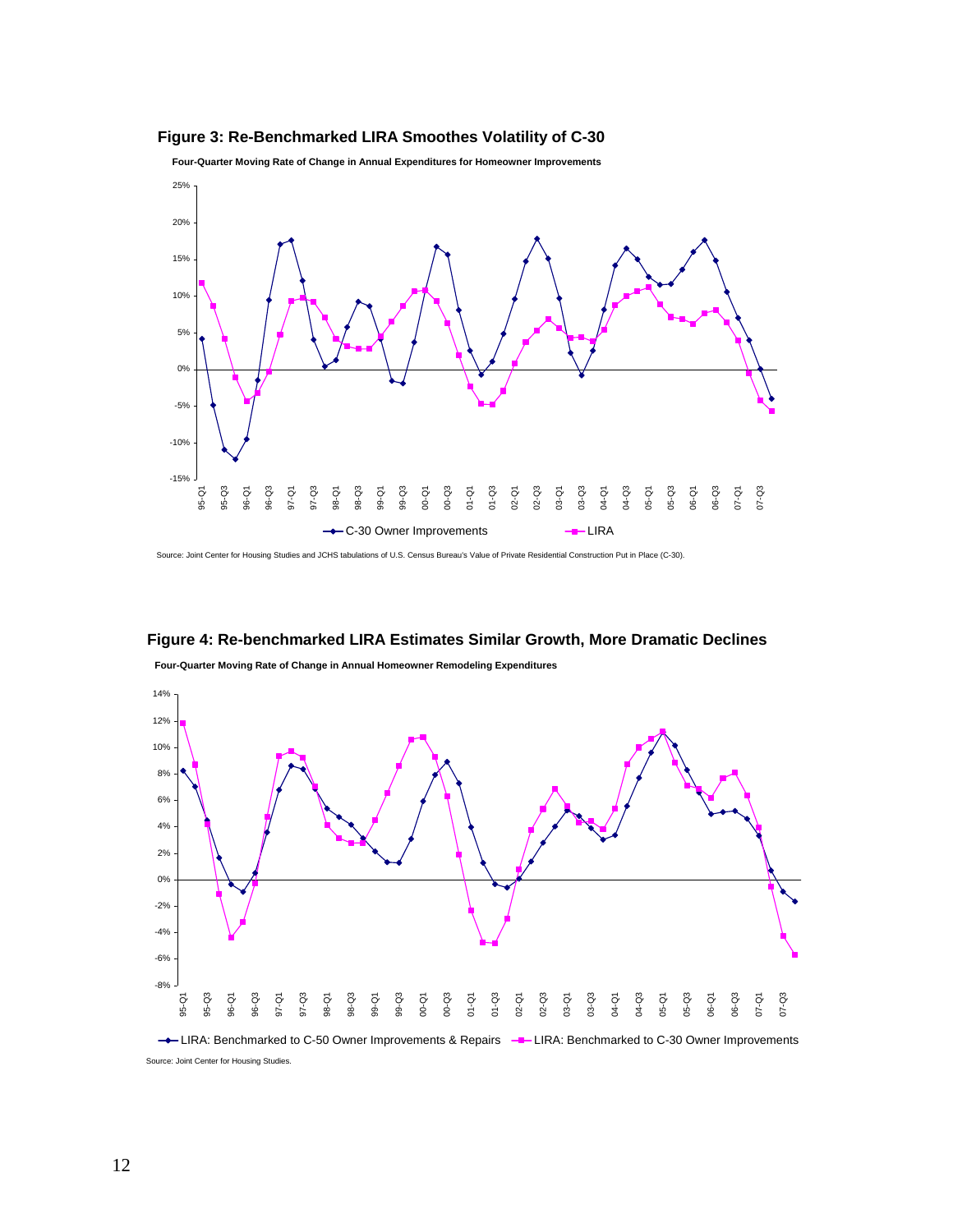**Figure 3: Re-Benchmarked LIRA Smoothes Volatility of C-30**

**Four-Quarter Moving Rate of Change in Annual Expenditures for Homeowner Improvements**

Source: Joint Center for Housing Studies and JCHS tabulations of U.S. Census Bureau's Value of Private Residential Construction Put in Place (C-30).

**Figure 4: Re-benchmarked LIRA Estimates Similar Growth, More Dramatic Declines**

**Four-Quarter Moving Rate of Change in Annual Homeowner Remodeling Expenditures**

Source: Joint Center for Housing Studies.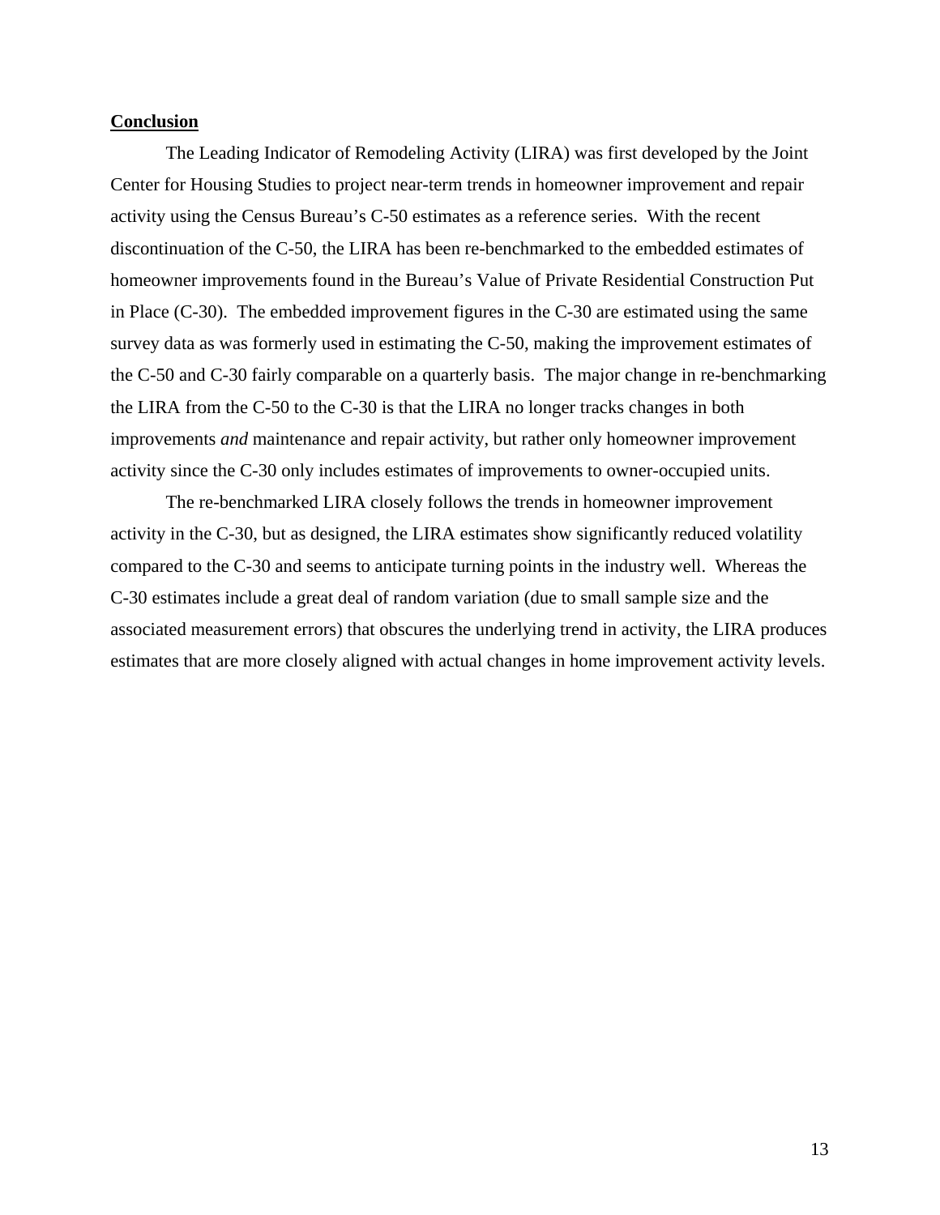## Conclusion

The Leading Indicator of Remodeling Activity (LIRA) was first developed by the Joint Center for Housing Studies to project near-term trends in homeowner improvement and repair activity using the Census Bureau's C-50 estimates as a reference series. With the recent discontinuation of the C-50, the LIRA has been re-benchmarked to the embedded estimates of homeowner improvements found in the Bureau's Value of Private Residential Construction Put in Place (C-30). The embedded improvement figures in the C-30 are estimated using the same survey data as was formerly used in estimating the C-50, making the improvement estimates of the C-50 and C-30 fairly comparable on a quarterly basis. The major change in re-benchmarking the LIRA from the C-50 to the C-30 is that the LIRA no longer tracks changes in both improvements *and* maintenance and repair activity, but rather only homeowner improvement activity since the C-30 only includes estimates of improvements to owner-occupied units.

The re-benchmarked LIRA closely follows the trends in homeowner improvement activity in the C-30, but as designed, the LIRA estimates show significantly reduced volatility compared to the C-30 and seems to anticipate turning points in the industry well. Whereas the C-30 estimates include a great deal of random variation (due to small sample size and the associated measurement errors) that obscures the underlying trend in activity, the LIRA produces estimates that are more closely aligned with actual changes in home improvement activity levels.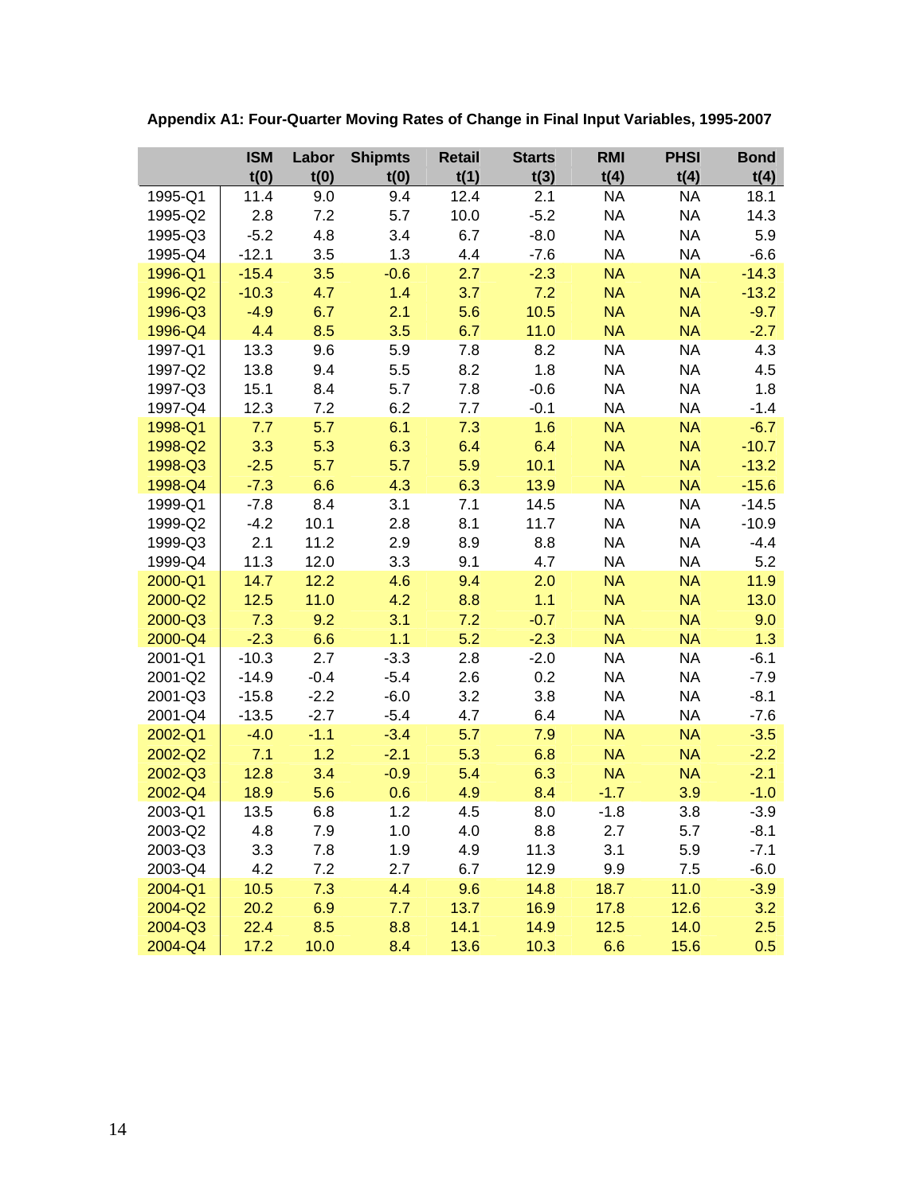**Appendix A1: Four-Quarter Moving Rates of Change in Final Input Variables, 1995-2007**

| | ISM t(0) | Labor t(0) | Shipmts t(0) | Retail t(1) | Starts t(3) | RMI t(4) | PHSI t(4) | Bond t(4) |
|---|---|---|---|---|---|---|---|---|
| 1995-Q1 | 11.4 | 9.0 | 9.4 | 12.4 | 2.1 | NA | NA | 18.1 |
| 1995-Q2 | 2.8 | 7.2 | 5.7 | 10.0 | -5.2 | NA | NA | 14.3 |
| 1995-Q3 | -5.2 | 4.8 | 3.4 | 6.7 | -8.0 | NA | NA | 5.9 |
| 1995-Q4 | -12.1 | 3.5 | 1.3 | 4.4 | -7.6 | NA | NA | -6.6 |
| 1996-Q1 | -15.4 | 3.5 | -0.6 | 2.7 | -2.3 | NA | NA | -14.3 |
| 1996-Q2 | -10.3 | 4.7 | 1.4 | 3.7 | 7.2 | NA | NA | -13.2 |
| 1996-Q3 | -4.9 | 6.7 | 2.1 | 5.6 | 10.5 | NA | NA | -9.7 |
| 1996-Q4 | 4.4 | 8.5 | 3.5 | 6.7 | 11.0 | NA | NA | -2.7 |
| 1997-Q1 | 13.3 | 9.6 | 5.9 | 7.8 | 8.2 | NA | NA | 4.3 |
| 1997-Q2 | 13.8 | 9.4 | 5.5 | 8.2 | 1.8 | NA | NA | 4.5 |
| 1997-Q3 | 15.1 | 8.4 | 5.7 | 7.8 | -0.6 | NA | NA | 1.8 |
| 1997-Q4 | 12.3 | 7.2 | 6.2 | 7.7 | -0.1 | NA | NA | -1.4 |
| 1998-Q1 | 7.7 | 5.7 | 6.1 | 7.3 | 1.6 | NA | NA | -6.7 |
| 1998-Q2 | 3.3 | 5.3 | 6.3 | 6.4 | 6.4 | NA | NA | -10.7 |
| 1998-Q3 | -2.5 | 5.7 | 5.7 | 5.9 | 10.1 | NA | NA | -13.2 |
| 1998-Q4 | -7.3 | 6.6 | 4.3 | 6.3 | 13.9 | NA | NA | -15.6 |
| 1999-Q1 | -7.8 | 8.4 | 3.1 | 7.1 | 14.5 | NA | NA | -14.5 |
| 1999-Q2 | -4.2 | 10.1 | 2.8 | 8.1 | 11.7 | NA | NA | -10.9 |
| 1999-Q3 | 2.1 | 11.2 | 2.9 | 8.9 | 8.8 | NA | NA | -4.4 |
| 1999-Q4 | 11.3 | 12.0 | 3.3 | 9.1 | 4.7 | NA | NA | 5.2 |
| 2000-Q1 | 14.7 | 12.2 | 4.6 | 9.4 | 2.0 | NA | NA | 11.9 |
| 2000-Q2 | 12.5 | 11.0 | 4.2 | 8.8 | 1.1 | NA | NA | 13.0 |
| 2000-Q3 | 7.3 | 9.2 | 3.1 | 7.2 | -0.7 | NA | NA | 9.0 |
| 2000-Q4 | -2.3 | 6.6 | 1.1 | 5.2 | -2.3 | NA | NA | 1.3 |
| 2001-Q1 | -10.3 | 2.7 | -3.3 | 2.8 | -2.0 | NA | NA | -6.1 |
| 2001-Q2 | -14.9 | -0.4 | -5.4 | 2.6 | 0.2 | NA | NA | -7.9 |
| 2001-Q3 | -15.8 | -2.2 | -6.0 | 3.2 | 3.8 | NA | NA | -8.1 |
| 2001-Q4 | -13.5 | -2.7 | -5.4 | 4.7 | 6.4 | NA | NA | -7.6 |
| 2002-Q1 | -4.0 | -1.1 | -3.4 | 5.7 | 7.9 | NA | NA | -3.5 |
| 2002-Q2 | 7.1 | 1.2 | -2.1 | 5.3 | 6.8 | NA | NA | -2.2 |
| 2002-Q3 | 12.8 | 3.4 | -0.9 | 5.4 | 6.3 | NA | NA | -2.1 |
| 2002-Q4 | 18.9 | 5.6 | 0.6 | 4.9 | 8.4 | -1.7 | 3.9 | -1.0 |
| 2003-Q1 | 13.5 | 6.8 | 1.2 | 4.5 | 8.0 | -1.8 | 3.8 | -3.9 |
| 2003-Q2 | 4.8 | 7.9 | 1.0 | 4.0 | 8.8 | 2.7 | 5.7 | -8.1 |
| 2003-Q3 | 3.3 | 7.8 | 1.9 | 4.9 | 11.3 | 3.1 | 5.9 | -7.1 |
| 2003-Q4 | 4.2 | 7.2 | 2.7 | 6.7 | 12.9 | 9.9 | 7.5 | -6.0 |
| 2004-Q1 | 10.5 | 7.3 | 4.4 | 9.6 | 14.8 | 18.7 | 11.0 | -3.9 |
| 2004-Q2 | 20.2 | 6.9 | 7.7 | 13.7 | 16.9 | 17.8 | 12.6 | 3.2 |
| 2004-Q3 | 22.4 | 8.5 | 8.8 | 14.1 | 14.9 | 12.5 | 14.0 | 2.5 |
| 2004-Q4 | 17.2 | 10.0 | 8.4 | 13.6 | 10.3 | 6.6 | 15.6 | 0.5 |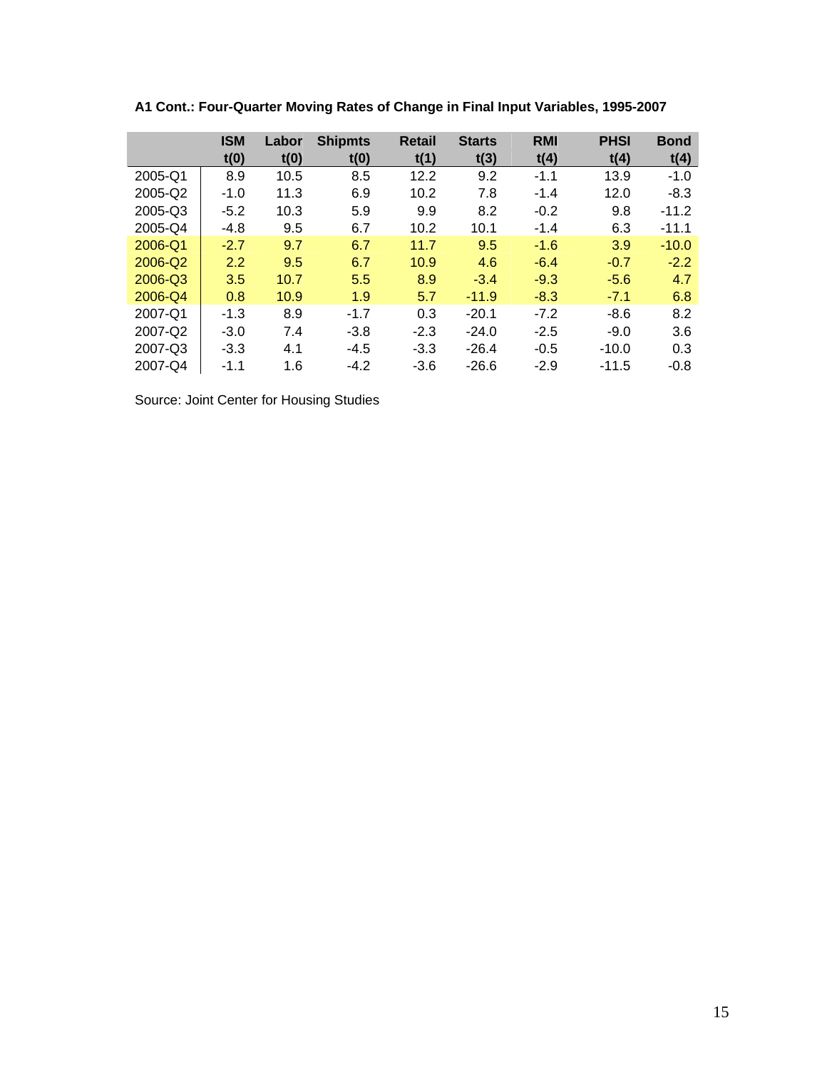**A1 Cont.: Four-Quarter Moving Rates of Change in Final Input Variables, 1995-2007**

| | ISM t(0) | Labor t(0) | Shipmts t(0) | Retail t(1) | Starts t(3) | RMI t(4) | PHSI t(4) | Bond t(4) |
|---|---|---|---|---|---|---|---|---|
| 2005-Q1 | 8.9 | 10.5 | 8.5 | 12.2 | 9.2 | -1.1 | 13.9 | -1.0 |
| 2005-Q2 | -1.0 | 11.3 | 6.9 | 10.2 | 7.8 | -1.4 | 12.0 | -8.3 |
| 2005-Q3 | -5.2 | 10.3 | 5.9 | 9.9 | 8.2 | -0.2 | 9.8 | -11.2 |
| 2005-Q4 | -4.8 | 9.5 | 6.7 | 10.2 | 10.1 | -1.4 | 6.3 | -11.1 |
| 2006-Q1 | -2.7 | 9.7 | 6.7 | 11.7 | 9.5 | -1.6 | 3.9 | -10.0 |
| 2006-Q2 | 2.2 | 9.5 | 6.7 | 10.9 | 4.6 | -6.4 | -0.7 | -2.2 |
| 2006-Q3 | 3.5 | 10.7 | 5.5 | 8.9 | -3.4 | -9.3 | -5.6 | 4.7 |
| 2006-Q4 | 0.8 | 10.9 | 1.9 | 5.7 | -11.9 | -8.3 | -7.1 | 6.8 |
| 2007-Q1 | -1.3 | 8.9 | -1.7 | 0.3 | -20.1 | -7.2 | -8.6 | 8.2 |
| 2007-Q2 | -3.0 | 7.4 | -3.8 | -2.3 | -24.0 | -2.5 | -9.0 | 3.6 |
| 2007-Q3 | -3.3 | 4.1 | -4.5 | -3.3 | -26.4 | -0.5 | -10.0 | 0.3 |
| 2007-Q4 | -1.1 | 1.6 | -4.2 | -3.6 | -26.6 | -2.9 | -11.5 | -0.8 |

Source: Joint Center for Housing Studies